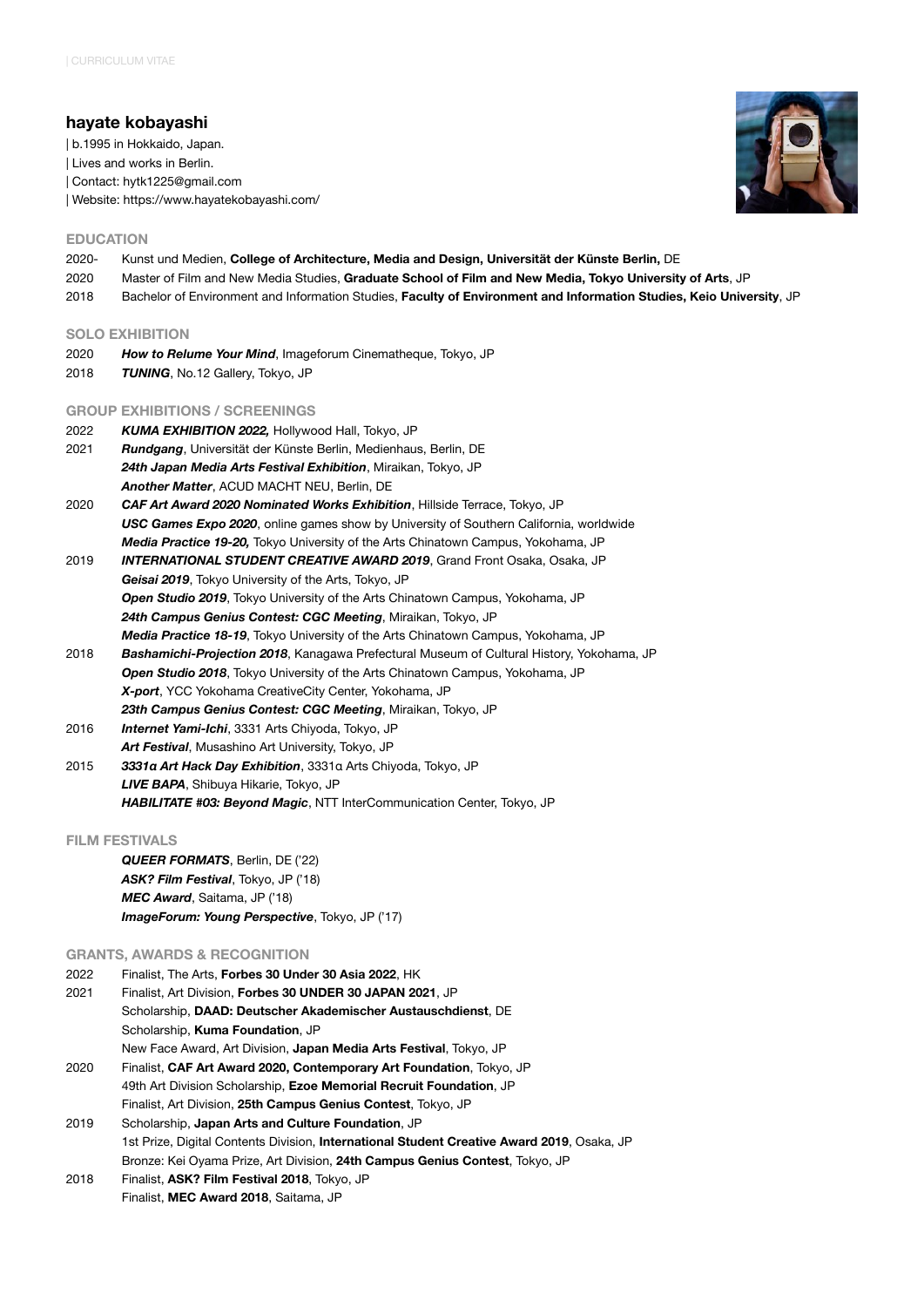| CURRICULUM VITAE

## hayate kobayashi

| b.1995 in Hokkaido, Japan.
| Lives and works in Berlin.
| Contact: hytk1225@gmail.com
| Website: https://www.hayatekobayashi.com/

### EDUCATION

2020- Kunst und Medien, **College of Architecture, Media and Design, Universität der Künste Berlin,** DE
2020 Master of Film and New Media Studies, **Graduate School of Film and New Media, Tokyo University of Arts**, JP
2018 Bachelor of Environment and Information Studies, **Faculty of Environment and Information Studies, Keio University**, JP

### SOLO EXHIBITION

2020 ***How to Relume Your Mind***, Imageforum Cinematheque, Tokyo, JP
2018 ***TUNING***, No.12 Gallery, Tokyo, JP

### GROUP EXHIBITIONS / SCREENINGS

2022 ***KUMA EXHIBITION 2022,*** Hollywood Hall, Tokyo, JP
2021 ***Rundgang***, Universität der Künste Berlin, Medienhaus, Berlin, DE
***24th Japan Media Arts Festival Exhibition***, Miraikan, Tokyo, JP
***Another Matter***, ACUD MACHT NEU, Berlin, DE
2020 ***CAF Art Award 2020 Nominated Works Exhibition***, Hillside Terrace, Tokyo, JP
***USC Games Expo 2020***, online games show by University of Southern California, worldwide
***Media Practice 19-20,*** Tokyo University of the Arts Chinatown Campus, Yokohama, JP
2019 ***INTERNATIONAL STUDENT CREATIVE AWARD 2019***, Grand Front Osaka, Osaka, JP
***Geisai 2019***, Tokyo University of the Arts, Tokyo, JP
***Open Studio 2019***, Tokyo University of the Arts Chinatown Campus, Yokohama, JP
***24th Campus Genius Contest: CGC Meeting***, Miraikan, Tokyo, JP
***Media Practice 18-19***, Tokyo University of the Arts Chinatown Campus, Yokohama, JP
2018 ***Bashamichi-Projection 2018***, Kanagawa Prefectural Museum of Cultural History, Yokohama, JP
***Open Studio 2018***, Tokyo University of the Arts Chinatown Campus, Yokohama, JP
***X-port***, YCC Yokohama CreativeCity Center, Yokohama, JP
***23th Campus Genius Contest: CGC Meeting***, Miraikan, Tokyo, JP
2016 ***Internet Yami-Ichi***, 3331 Arts Chiyoda, Tokyo, JP
***Art Festival***, Musashino Art University, Tokyo, JP
2015 ***3331α Art Hack Day Exhibition***, 3331α Arts Chiyoda, Tokyo, JP
***LIVE BAPA***, Shibuya Hikarie, Tokyo, JP
***HABILITATE #03: Beyond Magic***, NTT InterCommunication Center, Tokyo, JP

### FILM FESTIVALS

***QUEER FORMATS***, Berlin, DE ('22)
***ASK? Film Festival***, Tokyo, JP ('18)
***MEC Award***, Saitama, JP ('18)
***ImageForum: Young Perspective***, Tokyo, JP ('17)

### GRANTS, AWARDS & RECOGNITION

2022 Finalist, The Arts, **Forbes 30 Under 30 Asia 2022**, HK
2021 Finalist, Art Division, **Forbes 30 UNDER 30 JAPAN 2021**, JP
Scholarship, **DAAD: Deutscher Akademischer Austauschdienst**, DE
Scholarship, **Kuma Foundation**, JP
New Face Award, Art Division, **Japan Media Arts Festival**, Tokyo, JP
2020 Finalist, **CAF Art Award 2020, Contemporary Art Foundation**, Tokyo, JP
49th Art Division Scholarship, **Ezoe Memorial Recruit Foundation**, JP
Finalist, Art Division, **25th Campus Genius Contest**, Tokyo, JP
2019 Scholarship, **Japan Arts and Culture Foundation**, JP
1st Prize, Digital Contents Division, **International Student Creative Award 2019**, Osaka, JP
Bronze: Kei Oyama Prize, Art Division, **24th Campus Genius Contest**, Tokyo, JP
2018 Finalist, **ASK? Film Festival 2018**, Tokyo, JP
Finalist, **MEC Award 2018**, Saitama, JP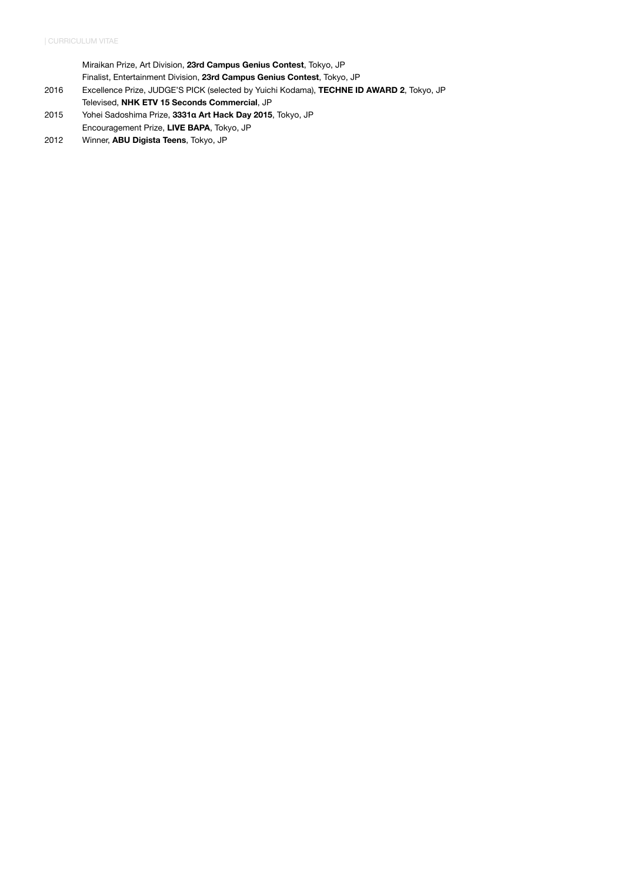| | |
|---|---|
| | Miraikan Prize, Art Division, **23rd Campus Genius Contest**, Tokyo, JP |
| | Finalist, Entertainment Division, **23rd Campus Genius Contest**, Tokyo, JP |
| 2016 | Excellence Prize, JUDGE'S PICK (selected by Yuichi Kodama), **TECHNE ID AWARD 2**, Tokyo, JP |
| | Televised, **NHK ETV 15 Seconds Commercial**, JP |
| 2015 | Yohei Sadoshima Prize, **3331α Art Hack Day 2015**, Tokyo, JP |
| | Encouragement Prize, **LIVE BAPA**, Tokyo, JP |
| 2012 | Winner, **ABU Digista Teens**, Tokyo, JP |